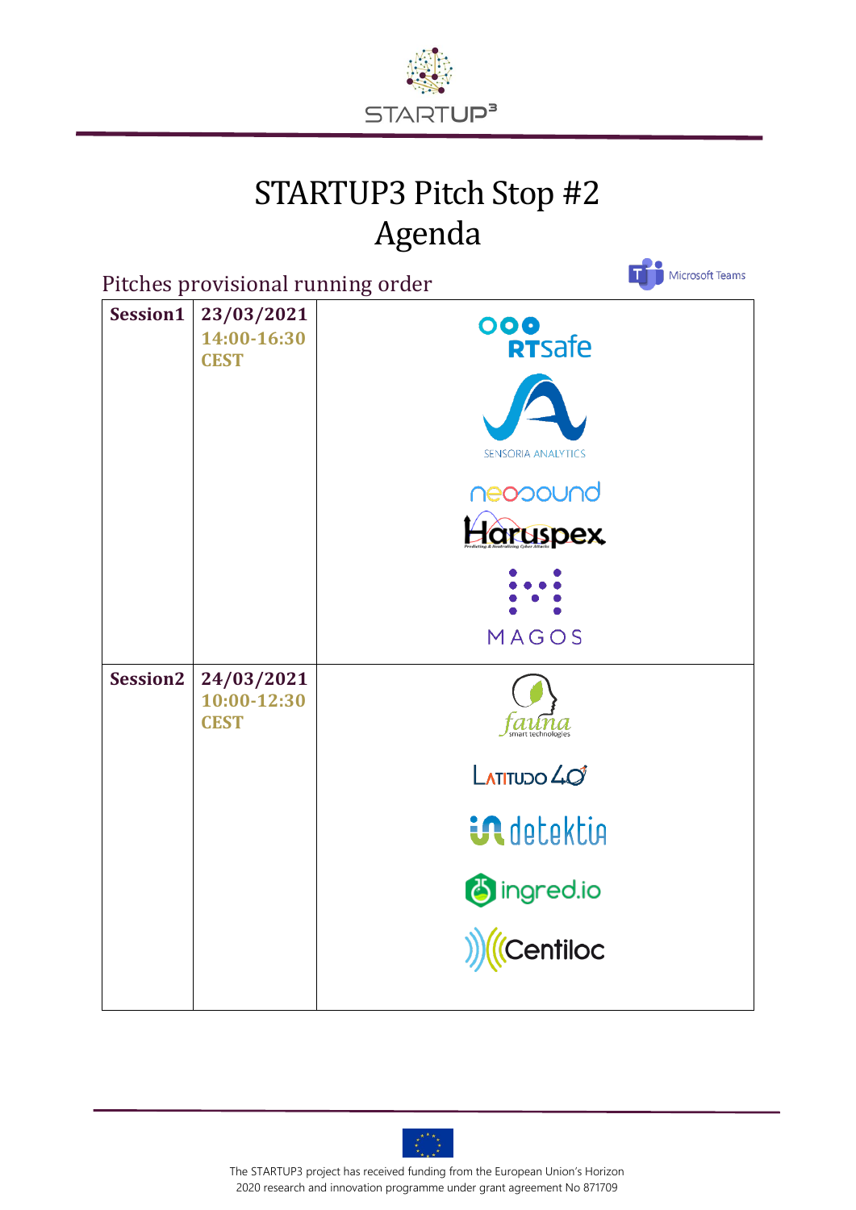# STARTUP3 Pitch Stop #2
# Agenda

## Pitches provisional running order

Microsoft Teams

| Session | Date / Time | Startups |
| --- | --- | --- |
| **Session1** | **23/03/2021** **14:00-16:30 CEST** | RTsafe<br>Sensoria Analytics<br>neosound<br>Haruspex<br>MAGOS |
| **Session2** | **24/03/2021** **10:00-12:30 CEST** | fauna smart technologies<br>Latitudo 40<br>detektia<br>ingred.io<br>Centiloc |

The STARTUP3 project has received funding from the European Union's Horizon 2020 research and innovation programme under grant agreement No 871709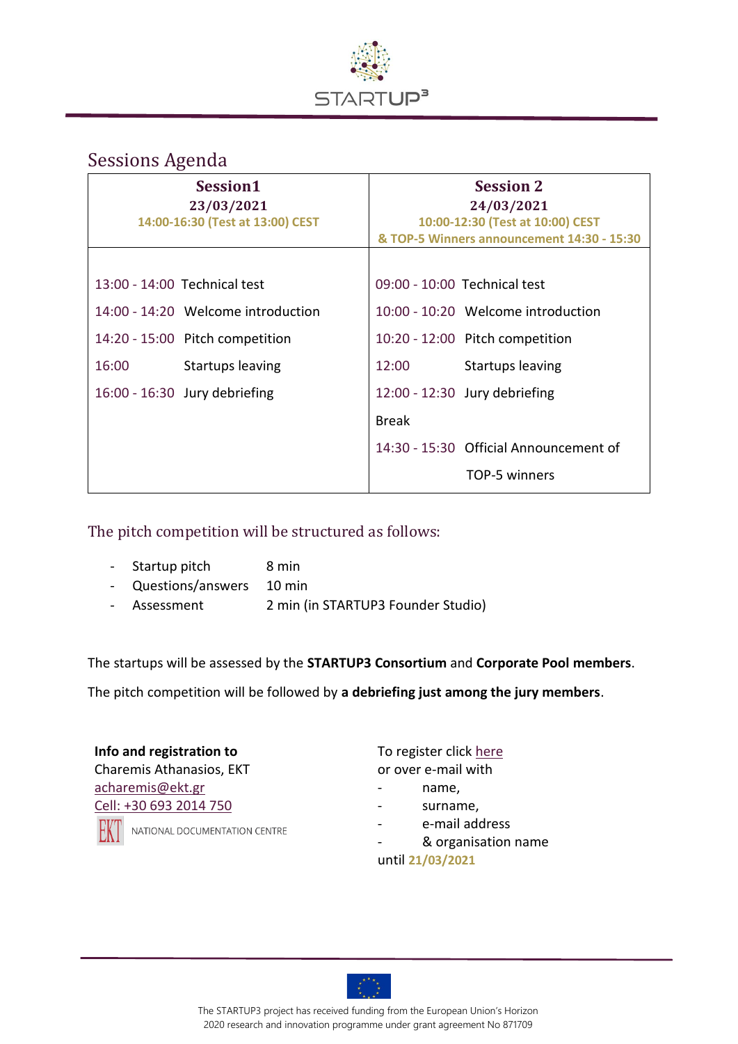STARTUP³

## Sessions Agenda

| **Session1**<br>**23/03/2021**<br>14:00-16:30 (Test at 13:00) CEST | **Session 2**<br>**24/03/2021**<br>10:00-12:30 (Test at 10:00) CEST<br>& TOP-5 Winners announcement 14:30 - 15:30 |
|---|---|
| 13:00 - 14:00 Technical test | 09:00 - 10:00 Technical test |
| 14:00 - 14:20 Welcome introduction | 10:00 - 10:20 Welcome introduction |
| 14:20 - 15:00 Pitch competition | 10:20 - 12:00 Pitch competition |
| 16:00 Startups leaving | 12:00 Startups leaving |
| 16:00 - 16:30 Jury debriefing | 12:00 - 12:30 Jury debriefing |
| | Break |
| | 14:30 - 15:30 Official Announcement of TOP-5 winners |

## The pitch competition will be structured as follows:

- Startup pitch 8 min
- Questions/answers 10 min
- Assessment 2 min (in STARTUP3 Founder Studio)

The startups will be assessed by the **STARTUP3 Consortium** and **Corporate Pool members**.

The pitch competition will be followed by **a debriefing just among the jury members**.

**Info and registration to**
Charemis Athanasios, EKT
acharemis@ekt.gr
Cell: +30 693 2014 750
EKT NATIONAL DOCUMENTATION CENTRE

To register click here
or over e-mail with
- name,
- surname,
- e-mail address
- & organisation name

until 21/03/2021

The STARTUP3 project has received funding from the European Union's Horizon 2020 research and innovation programme under grant agreement No 871709